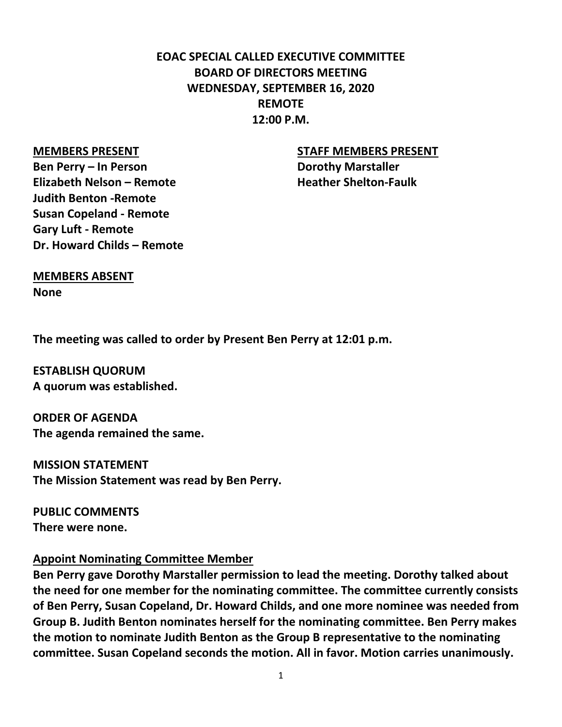# EOAC SPECIAL CALLED EXECUTIVE COMMITTEE
# BOARD OF DIRECTORS MEETING
# WEDNESDAY, SEPTEMBER 16, 2020
# REMOTE
# 12:00 P.M.

**MEMBERS PRESENT**

**Ben Perry – In Person**
**Elizabeth Nelson – Remote**
**Judith Benton -Remote**
**Susan Copeland - Remote**
**Gary Luft - Remote**
**Dr. Howard Childs – Remote**

**STAFF MEMBERS PRESENT**

**Dorothy Marstaller**
**Heather Shelton-Faulk**

**MEMBERS ABSENT**
**None**

**The meeting was called to order by Present Ben Perry at 12:01 p.m.**

**ESTABLISH QUORUM**
**A quorum was established.**

**ORDER OF AGENDA**
**The agenda remained the same.**

**MISSION STATEMENT**
**The Mission Statement was read by Ben Perry.**

**PUBLIC COMMENTS**
**There were none.**

**Appoint Nominating Committee Member**

**Ben Perry gave Dorothy Marstaller permission to lead the meeting. Dorothy talked about the need for one member for the nominating committee. The committee currently consists of Ben Perry, Susan Copeland, Dr. Howard Childs, and one more nominee was needed from Group B. Judith Benton nominates herself for the nominating committee. Ben Perry makes the motion to nominate Judith Benton as the Group B representative to the nominating committee. Susan Copeland seconds the motion. All in favor. Motion carries unanimously.**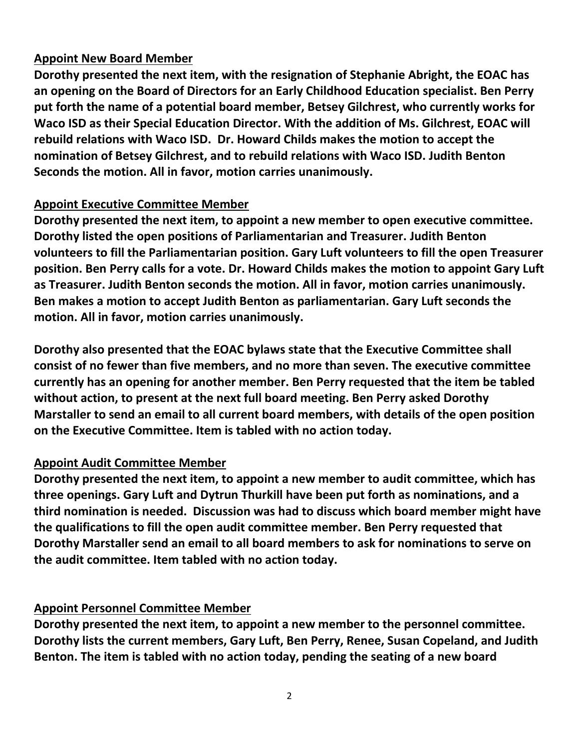**Appoint New Board Member**

**Dorothy presented the next item, with the resignation of Stephanie Abright, the EOAC has an opening on the Board of Directors for an Early Childhood Education specialist. Ben Perry put forth the name of a potential board member, Betsey Gilchrest, who currently works for Waco ISD as their Special Education Director. With the addition of Ms. Gilchrest, EOAC will rebuild relations with Waco ISD. Dr. Howard Childs makes the motion to accept the nomination of Betsey Gilchrest, and to rebuild relations with Waco ISD. Judith Benton Seconds the motion. All in favor, motion carries unanimously.**

**Appoint Executive Committee Member**

**Dorothy presented the next item, to appoint a new member to open executive committee. Dorothy listed the open positions of Parliamentarian and Treasurer. Judith Benton volunteers to fill the Parliamentarian position. Gary Luft volunteers to fill the open Treasurer position. Ben Perry calls for a vote. Dr. Howard Childs makes the motion to appoint Gary Luft as Treasurer. Judith Benton seconds the motion. All in favor, motion carries unanimously. Ben makes a motion to accept Judith Benton as parliamentarian. Gary Luft seconds the motion. All in favor, motion carries unanimously.**

**Dorothy also presented that the EOAC bylaws state that the Executive Committee shall consist of no fewer than five members, and no more than seven. The executive committee currently has an opening for another member. Ben Perry requested that the item be tabled without action, to present at the next full board meeting. Ben Perry asked Dorothy Marstaller to send an email to all current board members, with details of the open position on the Executive Committee. Item is tabled with no action today.**

**Appoint Audit Committee Member**

**Dorothy presented the next item, to appoint a new member to audit committee, which has three openings. Gary Luft and Dytrun Thurkill have been put forth as nominations, and a third nomination is needed. Discussion was had to discuss which board member might have the qualifications to fill the open audit committee member. Ben Perry requested that Dorothy Marstaller send an email to all board members to ask for nominations to serve on the audit committee. Item tabled with no action today.**

**Appoint Personnel Committee Member**

**Dorothy presented the next item, to appoint a new member to the personnel committee. Dorothy lists the current members, Gary Luft, Ben Perry, Renee, Susan Copeland, and Judith Benton. The item is tabled with no action today, pending the seating of a new board**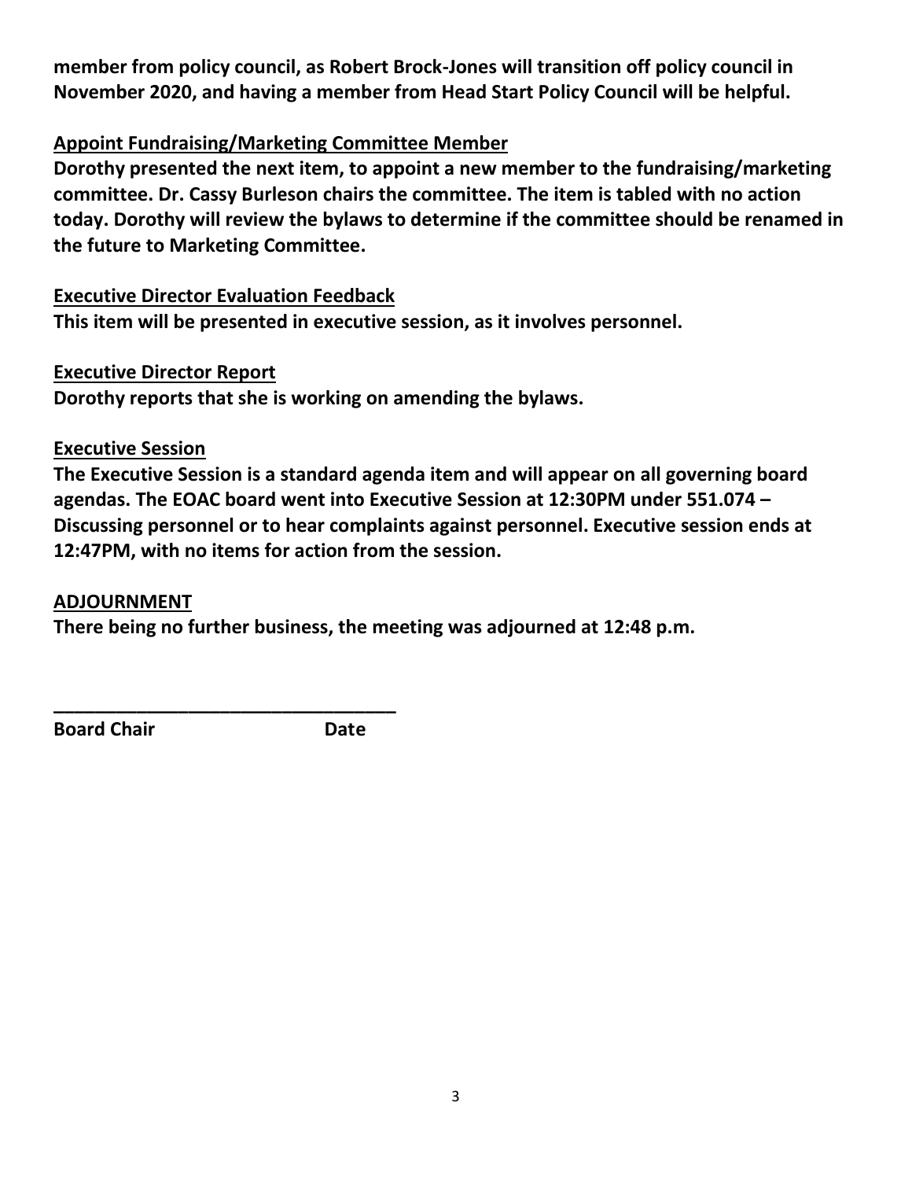**member from policy council, as Robert Brock-Jones will transition off policy council in November 2020, and having a member from Head Start Policy Council will be helpful.**

**Appoint Fundraising/Marketing Committee Member**

**Dorothy presented the next item, to appoint a new member to the fundraising/marketing committee. Dr. Cassy Burleson chairs the committee. The item is tabled with no action today. Dorothy will review the bylaws to determine if the committee should be renamed in the future to Marketing Committee.**

**Executive Director Evaluation Feedback**

**This item will be presented in executive session, as it involves personnel.**

**Executive Director Report**

**Dorothy reports that she is working on amending the bylaws.**

**Executive Session**

**The Executive Session is a standard agenda item and will appear on all governing board agendas. The EOAC board went into Executive Session at 12:30PM under 551.074 – Discussing personnel or to hear complaints against personnel. Executive session ends at 12:47PM, with no items for action from the session.**

**ADJOURNMENT**

**There being no further business, the meeting was adjourned at 12:48 p.m.**

**_________________________________**

**Board Chair Date**